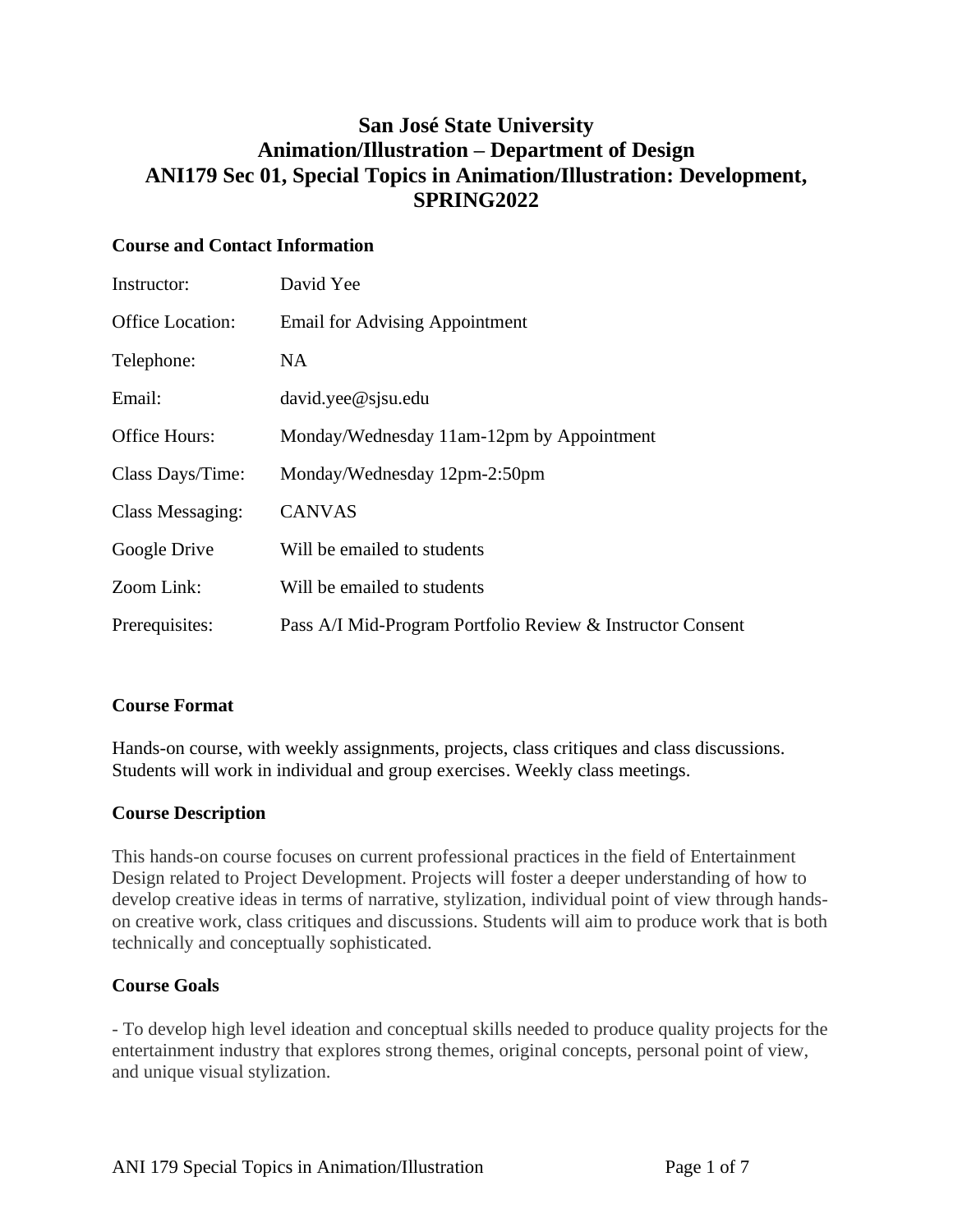# San José State University
# Animation/Illustration – Department of Design
# ANI179 Sec 01, Special Topics in Animation/Illustration: Development, SPRING2022

## Course and Contact Information

| | |
|---|---|
| Instructor: | David Yee |
| Office Location: | Email for Advising Appointment |
| Telephone: | NA |
| Email: | david.yee@sjsu.edu |
| Office Hours: | Monday/Wednesday 11am-12pm by Appointment |
| Class Days/Time: | Monday/Wednesday 12pm-2:50pm |
| Class Messaging: | CANVAS |
| Google Drive | Will be emailed to students |
| Zoom Link: | Will be emailed to students |
| Prerequisites: | Pass A/I Mid-Program Portfolio Review & Instructor Consent |

## Course Format

Hands-on course, with weekly assignments, projects, class critiques and class discussions. Students will work in individual and group exercises. Weekly class meetings.

## Course Description

This hands-on course focuses on current professional practices in the field of Entertainment Design related to Project Development. Projects will foster a deeper understanding of how to develop creative ideas in terms of narrative, stylization, individual point of view through hands-on creative work, class critiques and discussions. Students will aim to produce work that is both technically and conceptually sophisticated.

## Course Goals

- To develop high level ideation and conceptual skills needed to produce quality projects for the entertainment industry that explores strong themes, original concepts, personal point of view, and unique visual stylization.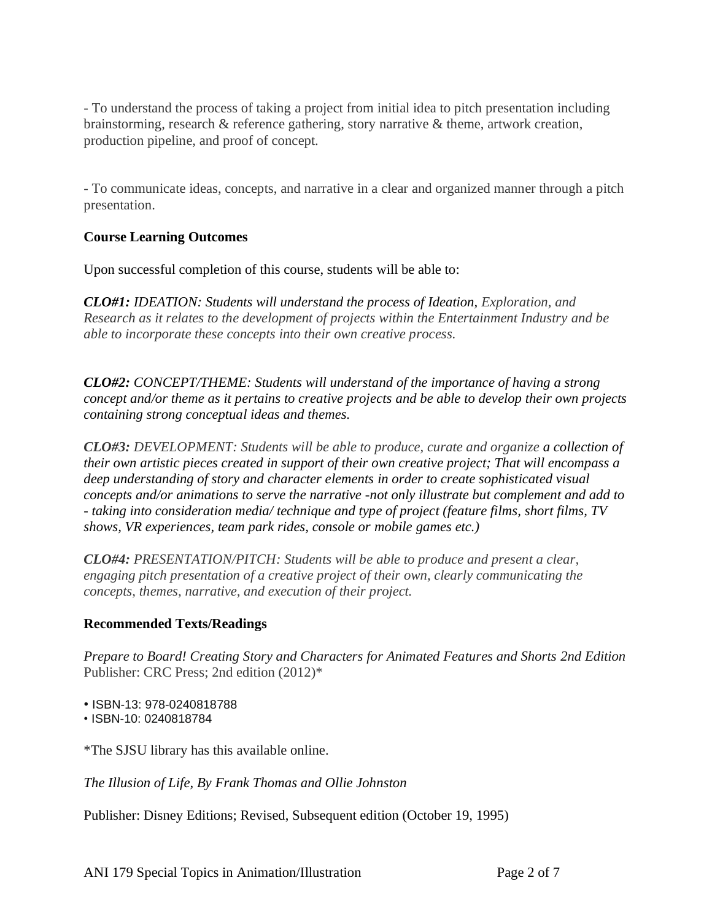- To understand the process of taking a project from initial idea to pitch presentation including brainstorming, research & reference gathering, story narrative & theme, artwork creation, production pipeline, and proof of concept.

- To communicate ideas, concepts, and narrative in a clear and organized manner through a pitch presentation.

**Course Learning Outcomes**

Upon successful completion of this course, students will be able to:

***CLO#1:*** *IDEATION: Students will understand the process of Ideation, Exploration, and Research as it relates to the development of projects within the Entertainment Industry and be able to incorporate these concepts into their own creative process.*

***CLO#2:*** *CONCEPT/THEME: Students will understand of the importance of having a strong concept and/or theme as it pertains to creative projects and be able to develop their own projects containing strong conceptual ideas and themes.*

***CLO#3:*** *DEVELOPMENT: Students will be able to produce, curate and organize a collection of their own artistic pieces created in support of their own creative project; That will encompass a deep understanding of story and character elements in order to create sophisticated visual concepts and/or animations to serve the narrative -not only illustrate but complement and add to - taking into consideration media/ technique and type of project (feature films, short films, TV shows, VR experiences, team park rides, console or mobile games etc.)*

***CLO#4:*** *PRESENTATION/PITCH: Students will be able to produce and present a clear, engaging pitch presentation of a creative project of their own, clearly communicating the concepts, themes, narrative, and execution of their project.*

**Recommended Texts/Readings**

*Prepare to Board! Creating Story and Characters for Animated Features and Shorts 2nd Edition*
Publisher: CRC Press; 2nd edition (2012)*

- ISBN-13: 978-0240818788
- ISBN-10: 0240818784

*The SJSU library has this available online.

*The Illusion of Life, By Frank Thomas and Ollie Johnston*

Publisher: Disney Editions; Revised, Subsequent edition (October 19, 1995)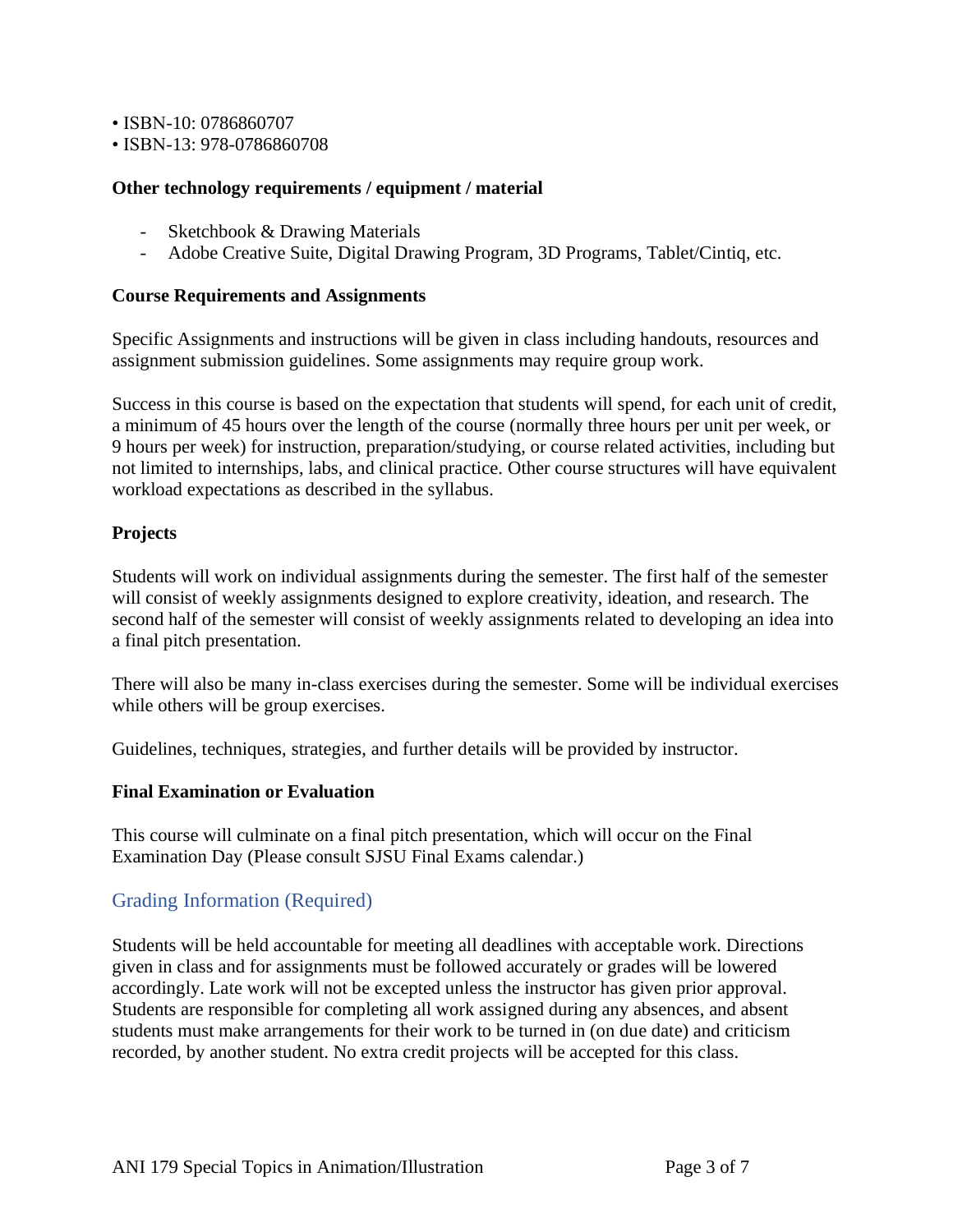• ISBN-10: 0786860707
• ISBN-13: 978-0786860708

**Other technology requirements / equipment / material**

- Sketchbook & Drawing Materials
- Adobe Creative Suite, Digital Drawing Program, 3D Programs, Tablet/Cintiq, etc.

**Course Requirements and Assignments**

Specific Assignments and instructions will be given in class including handouts, resources and assignment submission guidelines. Some assignments may require group work.

Success in this course is based on the expectation that students will spend, for each unit of credit, a minimum of 45 hours over the length of the course (normally three hours per unit per week, or 9 hours per week) for instruction, preparation/studying, or course related activities, including but not limited to internships, labs, and clinical practice. Other course structures will have equivalent workload expectations as described in the syllabus.

**Projects**

Students will work on individual assignments during the semester. The first half of the semester will consist of weekly assignments designed to explore creativity, ideation, and research. The second half of the semester will consist of weekly assignments related to developing an idea into a final pitch presentation.

There will also be many in-class exercises during the semester. Some will be individual exercises while others will be group exercises.

Guidelines, techniques, strategies, and further details will be provided by instructor.

**Final Examination or Evaluation**

This course will culminate on a final pitch presentation, which will occur on the Final Examination Day (Please consult SJSU Final Exams calendar.)

## Grading Information (Required)

Students will be held accountable for meeting all deadlines with acceptable work. Directions given in class and for assignments must be followed accurately or grades will be lowered accordingly. Late work will not be excepted unless the instructor has given prior approval. Students are responsible for completing all work assigned during any absences, and absent students must make arrangements for their work to be turned in (on due date) and criticism recorded, by another student. No extra credit projects will be accepted for this class.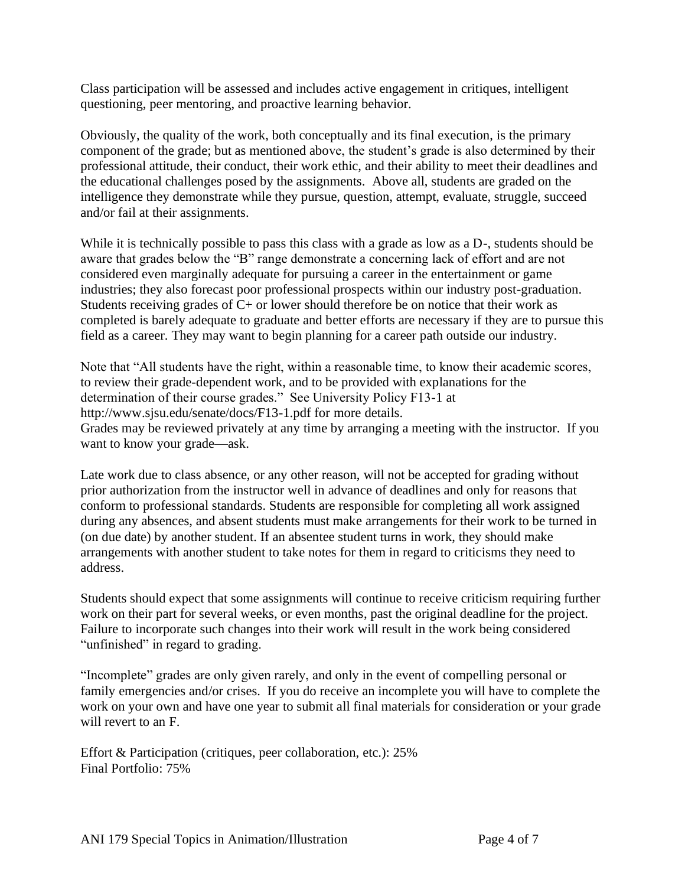Class participation will be assessed and includes active engagement in critiques, intelligent questioning, peer mentoring, and proactive learning behavior.

Obviously, the quality of the work, both conceptually and its final execution, is the primary component of the grade; but as mentioned above, the student's grade is also determined by their professional attitude, their conduct, their work ethic, and their ability to meet their deadlines and the educational challenges posed by the assignments. Above all, students are graded on the intelligence they demonstrate while they pursue, question, attempt, evaluate, struggle, succeed and/or fail at their assignments.

While it is technically possible to pass this class with a grade as low as a D-, students should be aware that grades below the "B" range demonstrate a concerning lack of effort and are not considered even marginally adequate for pursuing a career in the entertainment or game industries; they also forecast poor professional prospects within our industry post-graduation. Students receiving grades of C+ or lower should therefore be on notice that their work as completed is barely adequate to graduate and better efforts are necessary if they are to pursue this field as a career. They may want to begin planning for a career path outside our industry.

Note that "All students have the right, within a reasonable time, to know their academic scores, to review their grade-dependent work, and to be provided with explanations for the determination of their course grades." See University Policy F13-1 at http://www.sjsu.edu/senate/docs/F13-1.pdf for more details.
Grades may be reviewed privately at any time by arranging a meeting with the instructor. If you want to know your grade—ask.

Late work due to class absence, or any other reason, will not be accepted for grading without prior authorization from the instructor well in advance of deadlines and only for reasons that conform to professional standards. Students are responsible for completing all work assigned during any absences, and absent students must make arrangements for their work to be turned in (on due date) by another student. If an absentee student turns in work, they should make arrangements with another student to take notes for them in regard to criticisms they need to address.

Students should expect that some assignments will continue to receive criticism requiring further work on their part for several weeks, or even months, past the original deadline for the project. Failure to incorporate such changes into their work will result in the work being considered "unfinished" in regard to grading.

"Incomplete" grades are only given rarely, and only in the event of compelling personal or family emergencies and/or crises. If you do receive an incomplete you will have to complete the work on your own and have one year to submit all final materials for consideration or your grade will revert to an F.

Effort & Participation (critiques, peer collaboration, etc.): 25%
Final Portfolio: 75%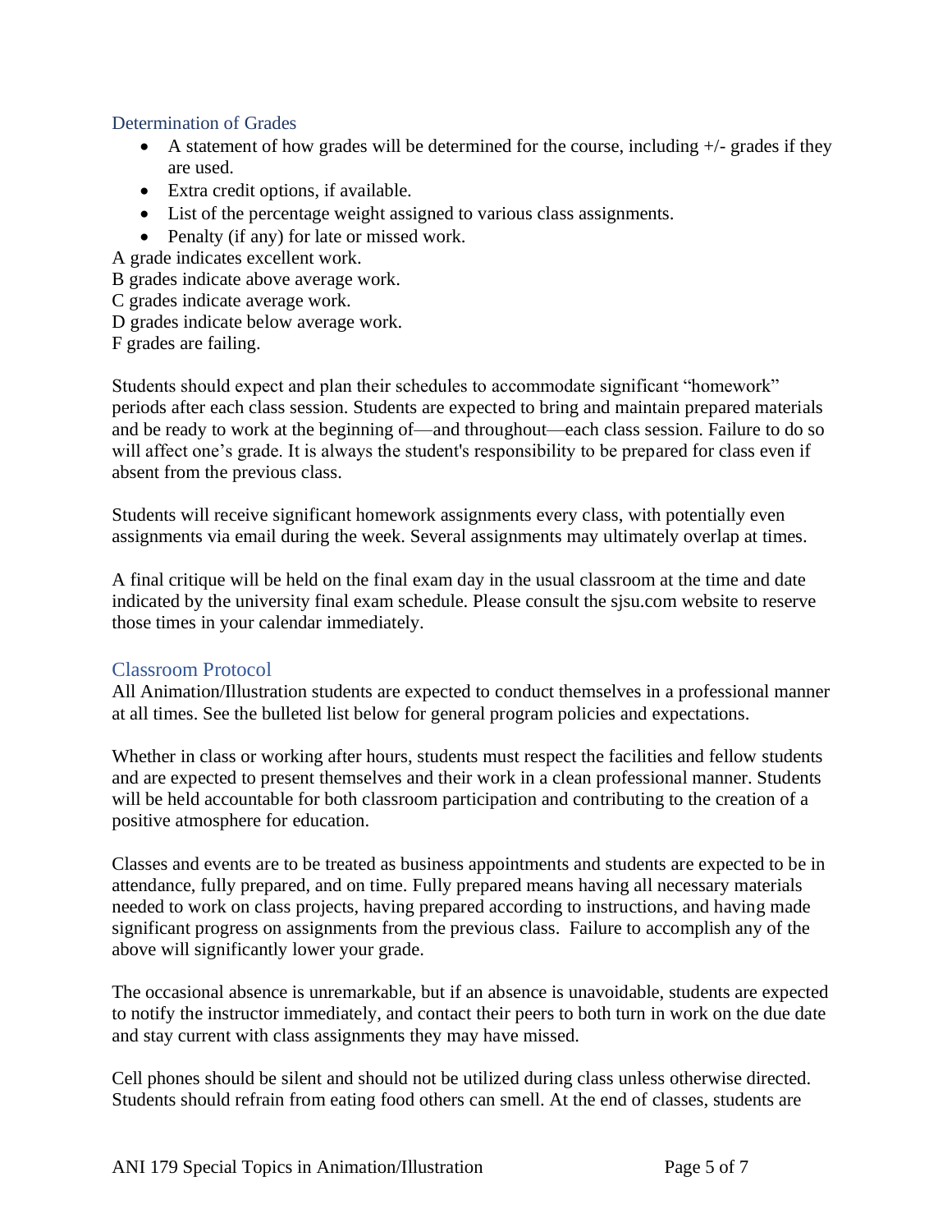## Determination of Grades

- A statement of how grades will be determined for the course, including +/- grades if they are used.
- Extra credit options, if available.
- List of the percentage weight assigned to various class assignments.
- Penalty (if any) for late or missed work.

A grade indicates excellent work.
B grades indicate above average work.
C grades indicate average work.
D grades indicate below average work.
F grades are failing.

Students should expect and plan their schedules to accommodate significant "homework" periods after each class session. Students are expected to bring and maintain prepared materials and be ready to work at the beginning of—and throughout—each class session. Failure to do so will affect one's grade. It is always the student's responsibility to be prepared for class even if absent from the previous class.

Students will receive significant homework assignments every class, with potentially even assignments via email during the week. Several assignments may ultimately overlap at times.

A final critique will be held on the final exam day in the usual classroom at the time and date indicated by the university final exam schedule. Please consult the sjsu.com website to reserve those times in your calendar immediately.

## Classroom Protocol

All Animation/Illustration students are expected to conduct themselves in a professional manner at all times. See the bulleted list below for general program policies and expectations.

Whether in class or working after hours, students must respect the facilities and fellow students and are expected to present themselves and their work in a clean professional manner. Students will be held accountable for both classroom participation and contributing to the creation of a positive atmosphere for education.

Classes and events are to be treated as business appointments and students are expected to be in attendance, fully prepared, and on time. Fully prepared means having all necessary materials needed to work on class projects, having prepared according to instructions, and having made significant progress on assignments from the previous class. Failure to accomplish any of the above will significantly lower your grade.

The occasional absence is unremarkable, but if an absence is unavoidable, students are expected to notify the instructor immediately, and contact their peers to both turn in work on the due date and stay current with class assignments they may have missed.

Cell phones should be silent and should not be utilized during class unless otherwise directed. Students should refrain from eating food others can smell. At the end of classes, students are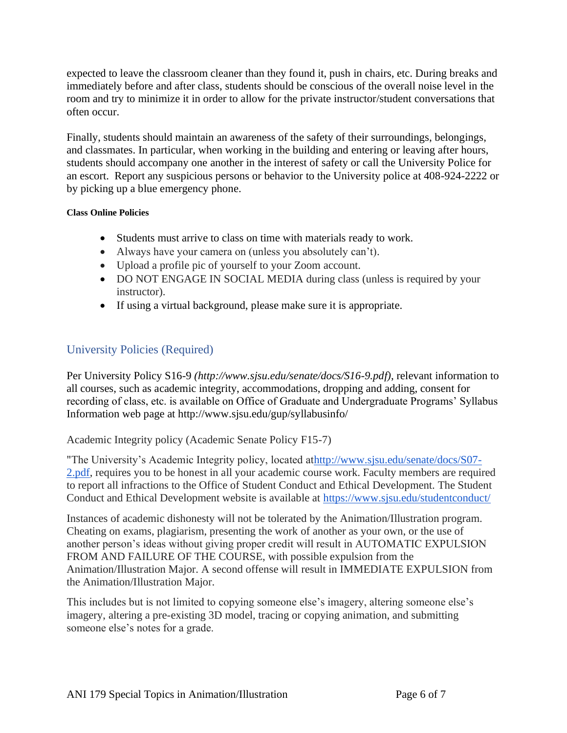expected to leave the classroom cleaner than they found it, push in chairs, etc. During breaks and immediately before and after class, students should be conscious of the overall noise level in the room and try to minimize it in order to allow for the private instructor/student conversations that often occur.

Finally, students should maintain an awareness of the safety of their surroundings, belongings, and classmates. In particular, when working in the building and entering or leaving after hours, students should accompany one another in the interest of safety or call the University Police for an escort. Report any suspicious persons or behavior to the University police at 408-924-2222 or by picking up a blue emergency phone.

#### Class Online Policies

- Students must arrive to class on time with materials ready to work.
- Always have your camera on (unless you absolutely can't).
- Upload a profile pic of yourself to your Zoom account.
- DO NOT ENGAGE IN SOCIAL MEDIA during class (unless is required by your instructor).
- If using a virtual background, please make sure it is appropriate.

## University Policies (Required)

Per University Policy S16-9 *(http://www.sjsu.edu/senate/docs/S16-9.pdf)*, relevant information to all courses, such as academic integrity, accommodations, dropping and adding, consent for recording of class, etc. is available on Office of Graduate and Undergraduate Programs' Syllabus Information web page at http://www.sjsu.edu/gup/syllabusinfo/

Academic Integrity policy (Academic Senate Policy F15-7)

"The University's Academic Integrity policy, located at[http://www.sjsu.edu/senate/docs/S07-2.pdf](http://www.sjsu.edu/senate/docs/S07-2.pdf), requires you to be honest in all your academic course work. Faculty members are required to report all infractions to the Office of Student Conduct and Ethical Development. The Student Conduct and Ethical Development website is available at [https://www.sjsu.edu/studentconduct/](https://www.sjsu.edu/studentconduct/)

Instances of academic dishonesty will not be tolerated by the Animation/Illustration program. Cheating on exams, plagiarism, presenting the work of another as your own, or the use of another person's ideas without giving proper credit will result in AUTOMATIC EXPULSION FROM AND FAILURE OF THE COURSE, with possible expulsion from the Animation/Illustration Major. A second offense will result in IMMEDIATE EXPULSION from the Animation/Illustration Major.

This includes but is not limited to copying someone else's imagery, altering someone else's imagery, altering a pre-existing 3D model, tracing or copying animation, and submitting someone else's notes for a grade.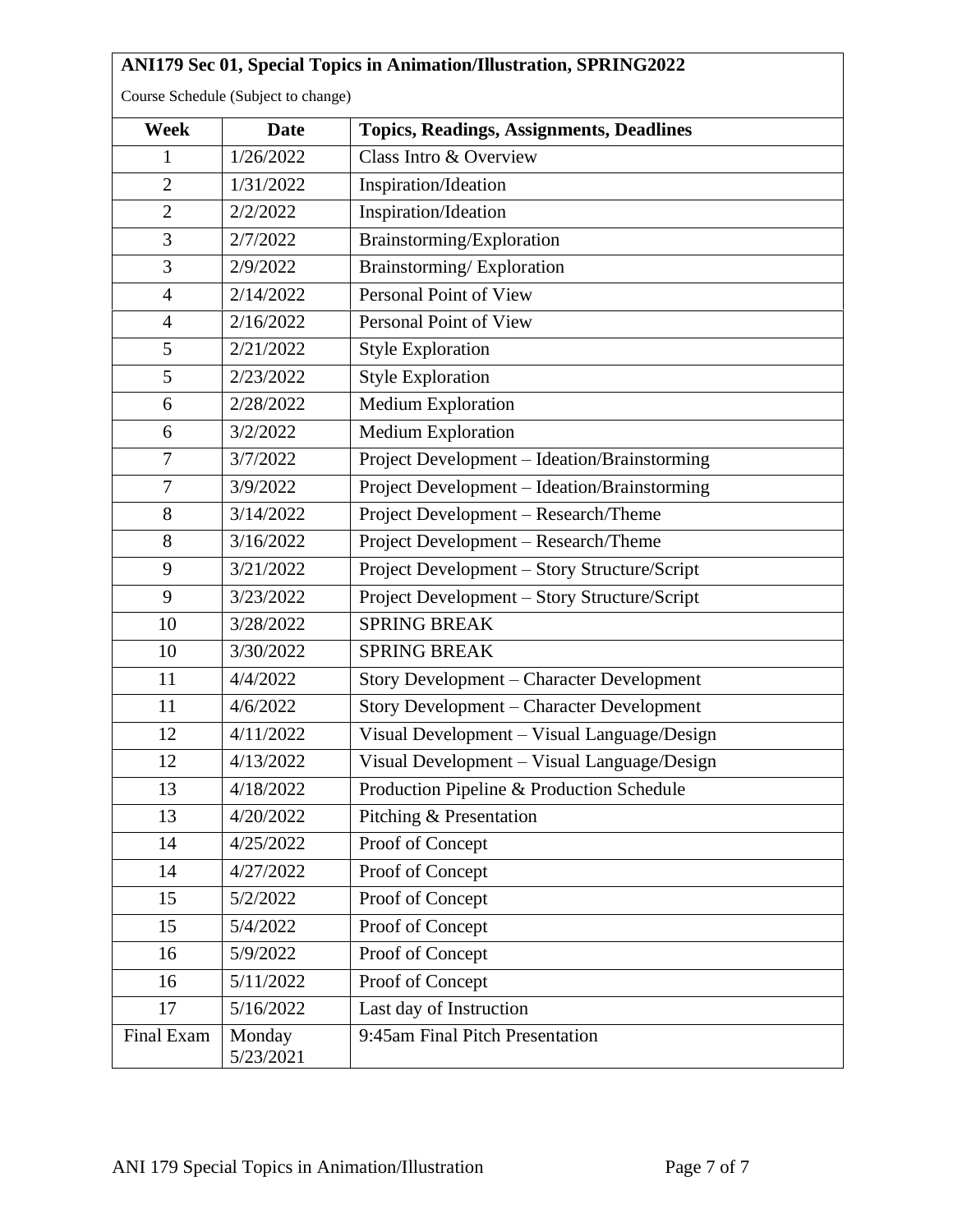**ANI179 Sec 01, Special Topics in Animation/Illustration, SPRING2022**

Course Schedule (Subject to change)

| Week | Date | Topics, Readings, Assignments, Deadlines |
|---|---|---|
| 1 | 1/26/2022 | Class Intro & Overview |
| 2 | 1/31/2022 | Inspiration/Ideation |
| 2 | 2/2/2022 | Inspiration/Ideation |
| 3 | 2/7/2022 | Brainstorming/Exploration |
| 3 | 2/9/2022 | Brainstorming/ Exploration |
| 4 | 2/14/2022 | Personal Point of View |
| 4 | 2/16/2022 | Personal Point of View |
| 5 | 2/21/2022 | Style Exploration |
| 5 | 2/23/2022 | Style Exploration |
| 6 | 2/28/2022 | Medium Exploration |
| 6 | 3/2/2022 | Medium Exploration |
| 7 | 3/7/2022 | Project Development – Ideation/Brainstorming |
| 7 | 3/9/2022 | Project Development – Ideation/Brainstorming |
| 8 | 3/14/2022 | Project Development – Research/Theme |
| 8 | 3/16/2022 | Project Development – Research/Theme |
| 9 | 3/21/2022 | Project Development – Story Structure/Script |
| 9 | 3/23/2022 | Project Development – Story Structure/Script |
| 10 | 3/28/2022 | SPRING BREAK |
| 10 | 3/30/2022 | SPRING BREAK |
| 11 | 4/4/2022 | Story Development – Character Development |
| 11 | 4/6/2022 | Story Development – Character Development |
| 12 | 4/11/2022 | Visual Development – Visual Language/Design |
| 12 | 4/13/2022 | Visual Development – Visual Language/Design |
| 13 | 4/18/2022 | Production Pipeline & Production Schedule |
| 13 | 4/20/2022 | Pitching & Presentation |
| 14 | 4/25/2022 | Proof of Concept |
| 14 | 4/27/2022 | Proof of Concept |
| 15 | 5/2/2022 | Proof of Concept |
| 15 | 5/4/2022 | Proof of Concept |
| 16 | 5/9/2022 | Proof of Concept |
| 16 | 5/11/2022 | Proof of Concept |
| 17 | 5/16/2022 | Last day of Instruction |
| Final Exam | Monday 5/23/2021 | 9:45am Final Pitch Presentation |